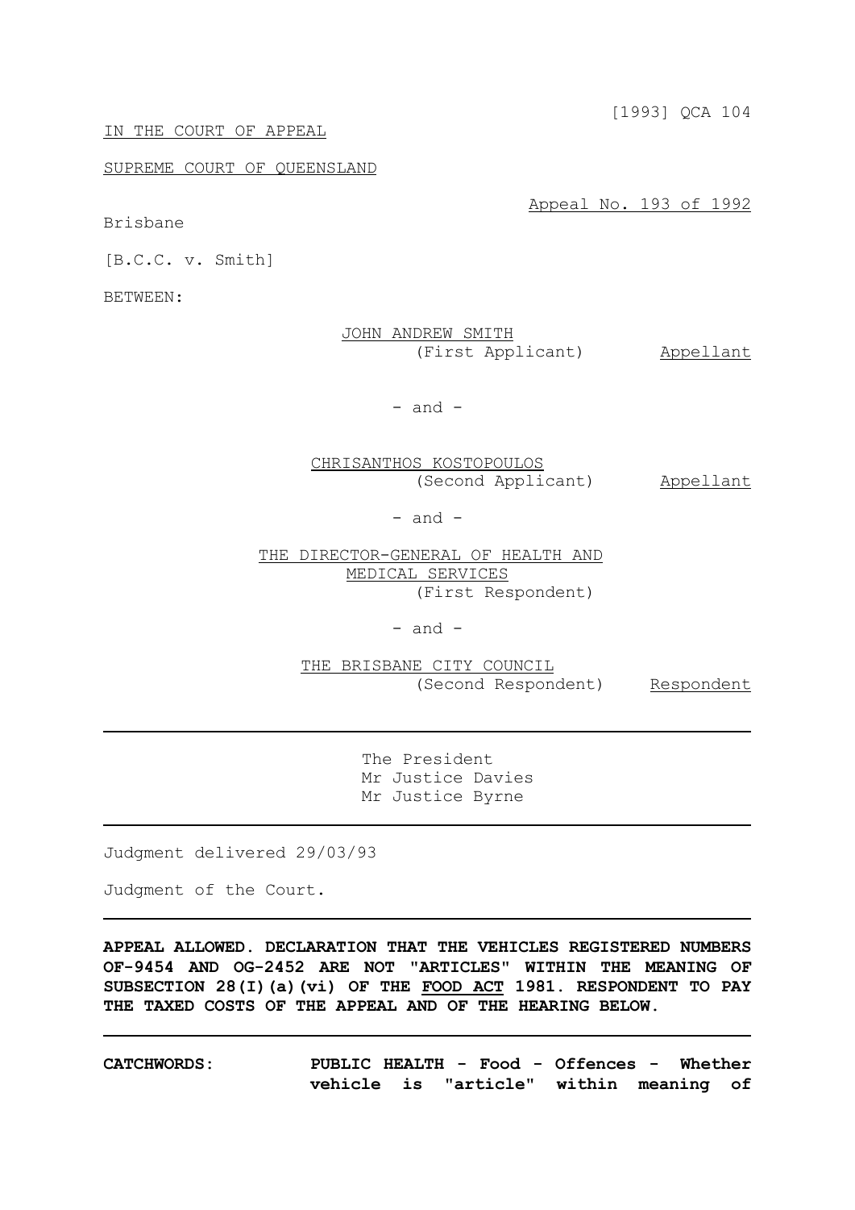[1993] QCA 104

IN THE COURT OF APPEAL

SUPREME COURT OF QUEENSLAND

Appeal No. 193 of 1992

Brisbane

[B.C.C. v. Smith]

BETWEEN:

JOHN ANDREW SMITH
(First Applicant) Appellant

\- and -

CHRISANTHOS KOSTOPOULOS
(Second Applicant) Appellant

\- and -

THE DIRECTOR-GENERAL OF HEALTH AND MEDICAL SERVICES
(First Respondent)

\- and -

THE BRISBANE CITY COUNCIL
(Second Respondent) Respondent

---

The President
Mr Justice Davies
Mr Justice Byrne

---

Judgment delivered 29/03/93

Judgment of the Court.

---

**APPEAL ALLOWED. DECLARATION THAT THE VEHICLES REGISTERED NUMBERS OF-9454 AND OG-2452 ARE NOT "ARTICLES" WITHIN THE MEANING OF SUBSECTION 28(I)(a)(vi) OF THE FOOD ACT 1981. RESPONDENT TO PAY THE TAXED COSTS OF THE APPEAL AND OF THE HEARING BELOW.**

---

**CATCHWORDS:** **PUBLIC HEALTH - Food - Offences - Whether vehicle is "article" within meaning of**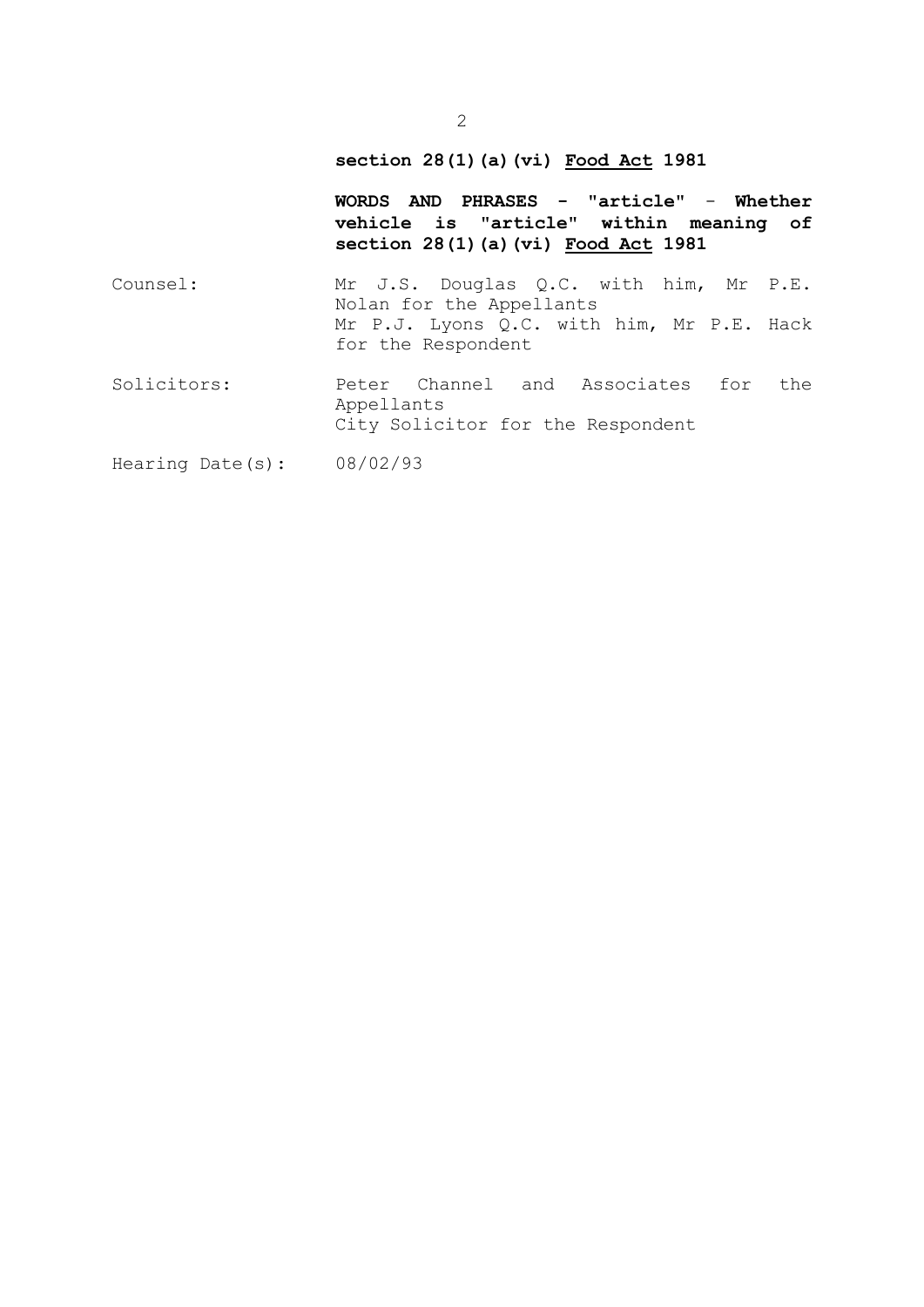**section 28(1)(a)(vi) Food Act 1981**

**WORDS AND PHRASES - "article" - Whether vehicle is "article" within meaning of section 28(1)(a)(vi) Food Act 1981**

| | |
|---|---|
| Counsel: | Mr J.S. Douglas Q.C. with him, Mr P.E. Nolan for the Appellants<br>Mr P.J. Lyons Q.C. with him, Mr P.E. Hack for the Respondent |
| Solicitors: | Peter Channel and Associates for the Appellants<br>City Solicitor for the Respondent |
| Hearing Date(s): | 08/02/93 |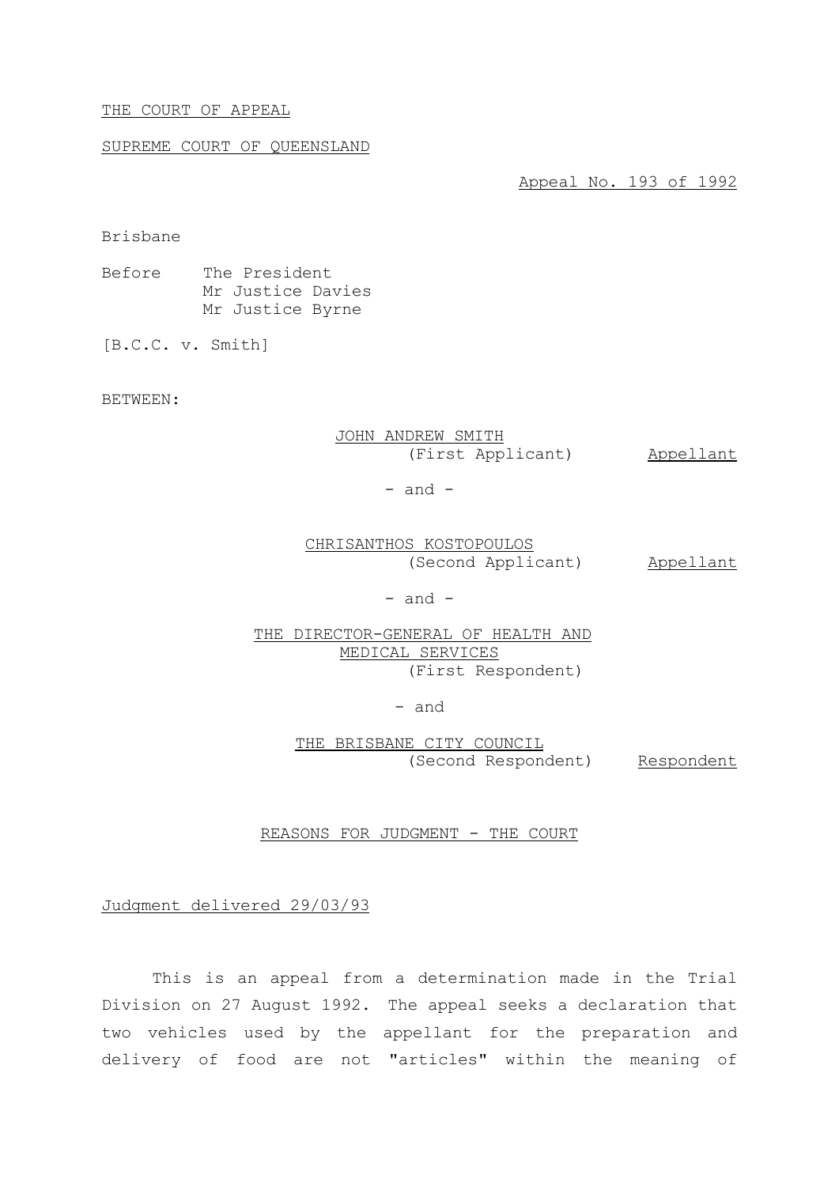THE COURT OF APPEAL

SUPREME COURT OF QUEENSLAND

Appeal No. 193 of 1992

Brisbane

Before The President
Mr Justice Davies
Mr Justice Byrne

[B.C.C. v. Smith]

BETWEEN:

JOHN ANDREW SMITH
(First Applicant) Appellant

- and -

CHRISANTHOS KOSTOPOULOS
(Second Applicant) Appellant

- and -

THE DIRECTOR-GENERAL OF HEALTH AND MEDICAL SERVICES
(First Respondent)

- and

THE BRISBANE CITY COUNCIL
(Second Respondent) Respondent

REASONS FOR JUDGMENT - THE COURT

Judgment delivered 29/03/93

This is an appeal from a determination made in the Trial Division on 27 August 1992. The appeal seeks a declaration that two vehicles used by the appellant for the preparation and delivery of food are not "articles" within the meaning of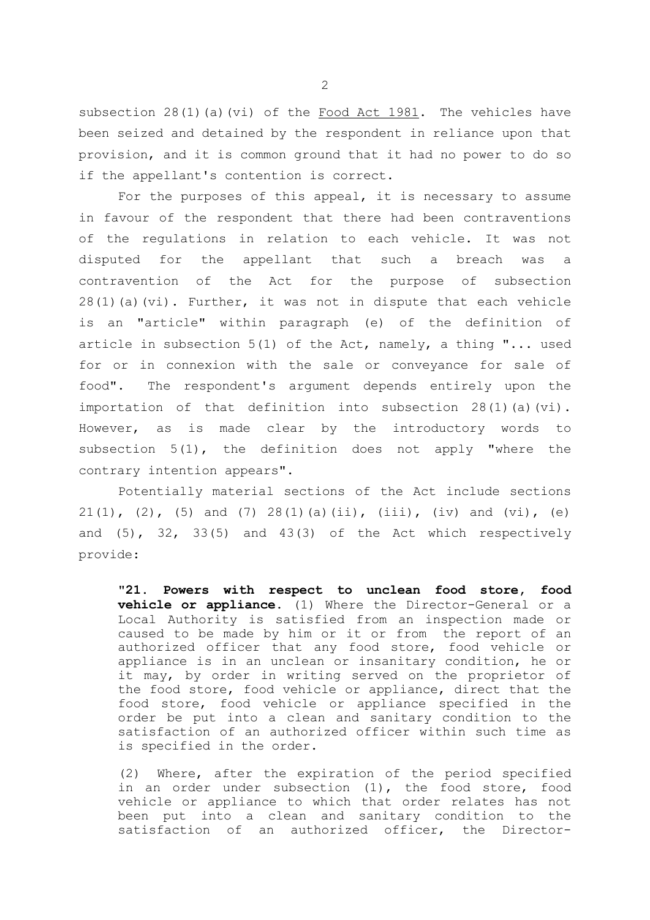subsection 28(1)(a)(vi) of the Food Act 1981. The vehicles have been seized and detained by the respondent in reliance upon that provision, and it is common ground that it had no power to do so if the appellant's contention is correct.

For the purposes of this appeal, it is necessary to assume in favour of the respondent that there had been contraventions of the regulations in relation to each vehicle. It was not disputed for the appellant that such a breach was a contravention of the Act for the purpose of subsection 28(1)(a)(vi). Further, it was not in dispute that each vehicle is an "article" within paragraph (e) of the definition of article in subsection 5(1) of the Act, namely, a thing "... used for or in connexion with the sale or conveyance for sale of food". The respondent's argument depends entirely upon the importation of that definition into subsection 28(1)(a)(vi). However, as is made clear by the introductory words to subsection 5(1), the definition does not apply "where the contrary intention appears".

Potentially material sections of the Act include sections 21(1), (2), (5) and (7) 28(1)(a)(ii), (iii), (iv) and (vi), (e) and (5), 32, 33(5) and 43(3) of the Act which respectively provide:

> "**21. Powers with respect to unclean food store, food vehicle or appliance.** (1) Where the Director-General or a Local Authority is satisfied from an inspection made or caused to be made by him or it or from the report of an authorized officer that any food store, food vehicle or appliance is in an unclean or insanitary condition, he or it may, by order in writing served on the proprietor of the food store, food vehicle or appliance, direct that the food store, food vehicle or appliance specified in the order be put into a clean and sanitary condition to the satisfaction of an authorized officer within such time as is specified in the order.
>
> (2) Where, after the expiration of the period specified in an order under subsection (1), the food store, food vehicle or appliance to which that order relates has not been put into a clean and sanitary condition to the satisfaction of an authorized officer, the Director-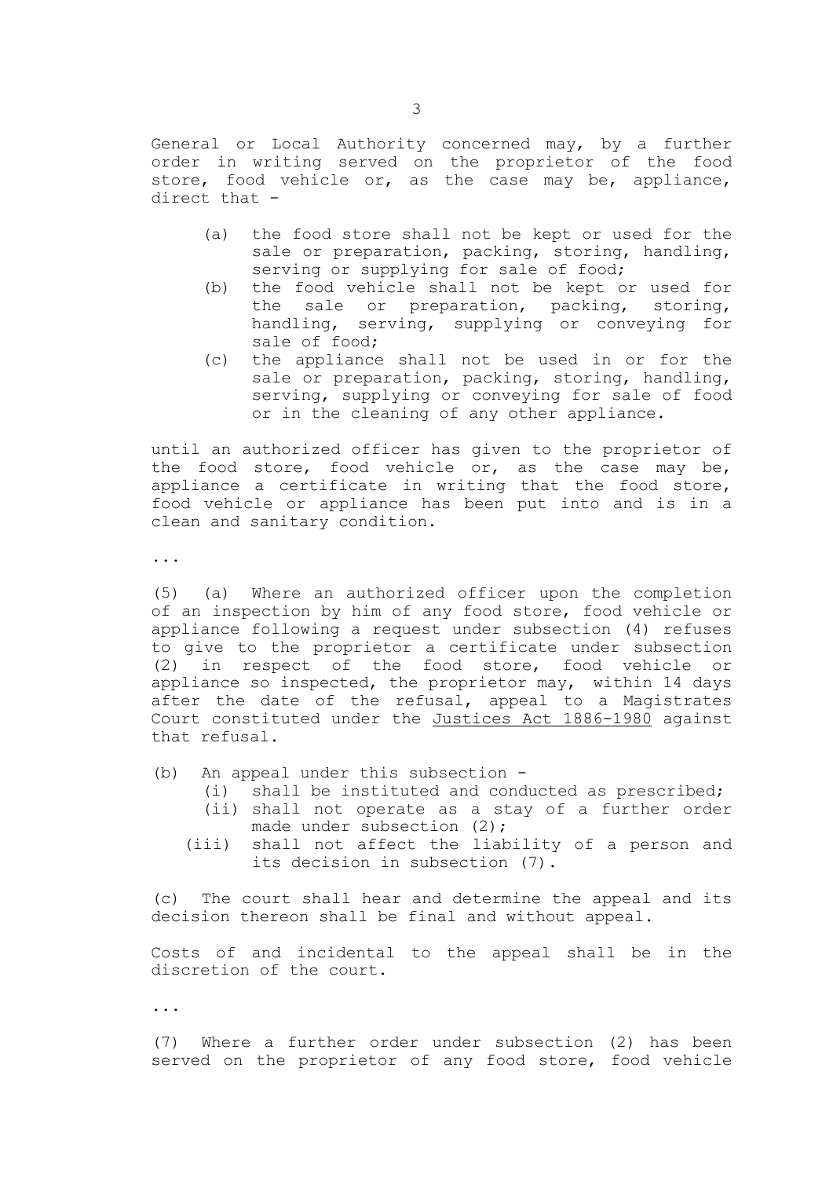General or Local Authority concerned may, by a further order in writing served on the proprietor of the food store, food vehicle or, as the case may be, appliance, direct that -

- (a) the food store shall not be kept or used for the sale or preparation, packing, storing, handling, serving or supplying for sale of food;
- (b) the food vehicle shall not be kept or used for the sale or preparation, packing, storing, handling, serving, supplying or conveying for sale of food;
- (c) the appliance shall not be used in or for the sale or preparation, packing, storing, handling, serving, supplying or conveying for sale of food or in the cleaning of any other appliance.

until an authorized officer has given to the proprietor of the food store, food vehicle or, as the case may be, appliance a certificate in writing that the food store, food vehicle or appliance has been put into and is in a clean and sanitary condition.

...

(5) (a) Where an authorized officer upon the completion of an inspection by him of any food store, food vehicle or appliance following a request under subsection (4) refuses to give to the proprietor a certificate under subsection (2) in respect of the food store, food vehicle or appliance so inspected, the proprietor may, within 14 days after the date of the refusal, appeal to a Magistrates Court constituted under the Justices Act 1886-1980 against that refusal.

(b) An appeal under this subsection -

- (i) shall be instituted and conducted as prescribed;
- (ii) shall not operate as a stay of a further order made under subsection (2);
- (iii) shall not affect the liability of a person and its decision in subsection (7).

(c) The court shall hear and determine the appeal and its decision thereon shall be final and without appeal.

Costs of and incidental to the appeal shall be in the discretion of the court.

...

(7) Where a further order under subsection (2) has been served on the proprietor of any food store, food vehicle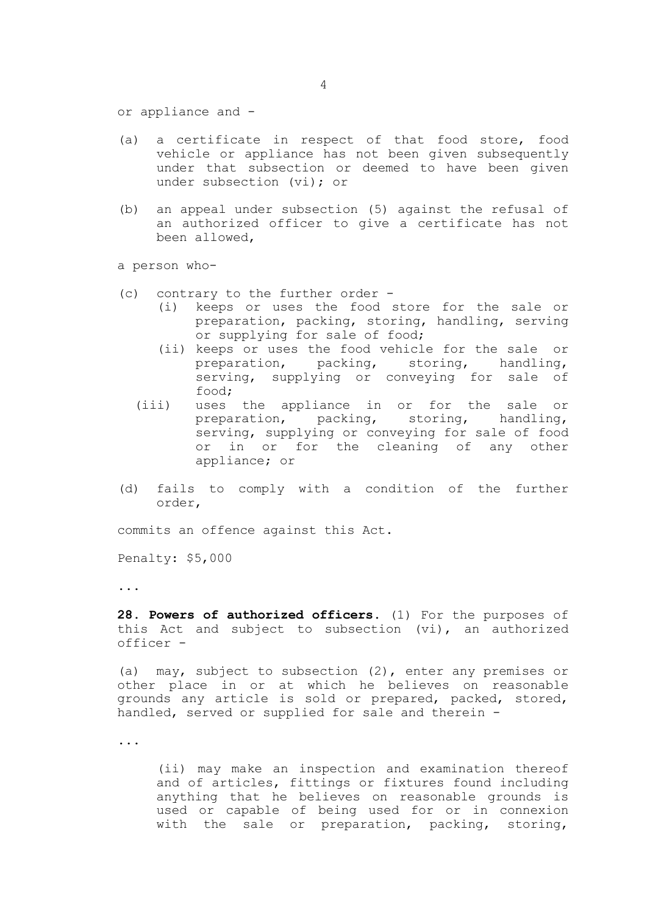or appliance and -

(a) a certificate in respect of that food store, food vehicle or appliance has not been given subsequently under that subsection or deemed to have been given under subsection (vi); or

(b) an appeal under subsection (5) against the refusal of an authorized officer to give a certificate has not been allowed,

a person who-

(c) contrary to the further order -
  (i) keeps or uses the food store for the sale or preparation, packing, storing, handling, serving or supplying for sale of food;
  (ii) keeps or uses the food vehicle for the sale or preparation, packing, storing, handling, serving, supplying or conveying for sale of food;
  (iii) uses the appliance in or for the sale or preparation, packing, storing, handling, serving, supplying or conveying for sale of food or in or for the cleaning of any other appliance; or

(d) fails to comply with a condition of the further order,

commits an offence against this Act.

Penalty: $5,000

...

**28. Powers of authorized officers.** (1) For the purposes of this Act and subject to subsection (vi), an authorized officer -

(a) may, subject to subsection (2), enter any premises or other place in or at which he believes on reasonable grounds any article is sold or prepared, packed, stored, handled, served or supplied for sale and therein -

...

(ii) may make an inspection and examination thereof and of articles, fittings or fixtures found including anything that he believes on reasonable grounds is used or capable of being used for or in connexion with the sale or preparation, packing, storing,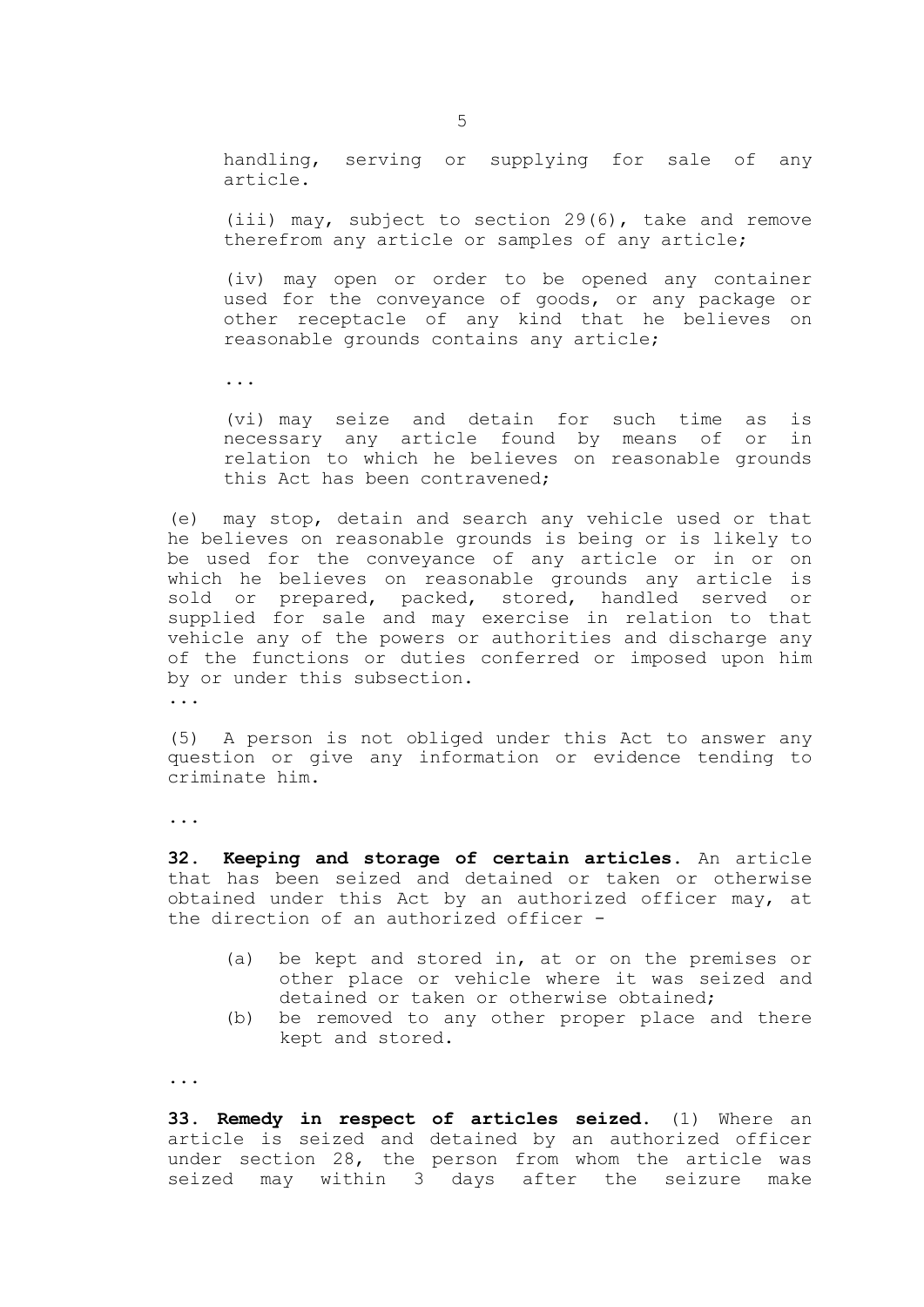handling, serving or supplying for sale of any article.

(iii) may, subject to section 29(6), take and remove therefrom any article or samples of any article;

(iv) may open or order to be opened any container used for the conveyance of goods, or any package or other receptacle of any kind that he believes on reasonable grounds contains any article;

...

(vi) may seize and detain for such time as is necessary any article found by means of or in relation to which he believes on reasonable grounds this Act has been contravened;

(e) may stop, detain and search any vehicle used or that he believes on reasonable grounds is being or is likely to be used for the conveyance of any article or in or on which he believes on reasonable grounds any article is sold or prepared, packed, stored, handled served or supplied for sale and may exercise in relation to that vehicle any of the powers or authorities and discharge any of the functions or duties conferred or imposed upon him by or under this subsection.

...

(5) A person is not obliged under this Act to answer any question or give any information or evidence tending to criminate him.

...

**32. Keeping and storage of certain articles.** An article that has been seized and detained or taken or otherwise obtained under this Act by an authorized officer may, at the direction of an authorized officer -

(a) be kept and stored in, at or on the premises or other place or vehicle where it was seized and detained or taken or otherwise obtained;

(b) be removed to any other proper place and there kept and stored.

...

**33. Remedy in respect of articles seized.** (1) Where an article is seized and detained by an authorized officer under section 28, the person from whom the article was seized may within 3 days after the seizure make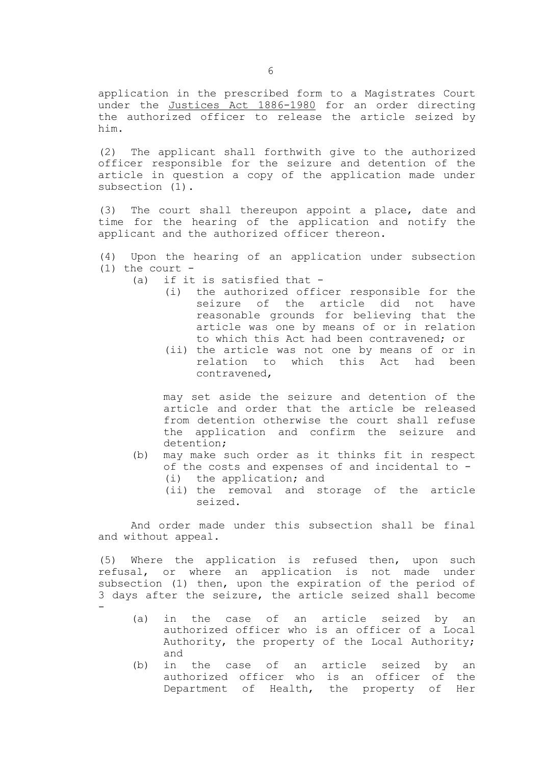application in the prescribed form to a Magistrates Court under the Justices Act 1886-1980 for an order directing the authorized officer to release the article seized by him.

(2) The applicant shall forthwith give to the authorized officer responsible for the seizure and detention of the article in question a copy of the application made under subsection (1).

(3) The court shall thereupon appoint a place, date and time for the hearing of the application and notify the applicant and the authorized officer thereon.

(4) Upon the hearing of an application under subsection (1) the court -

- (a) if it is satisfied that -
  - (i) the authorized officer responsible for the seizure of the article did not have reasonable grounds for believing that the article was one by means of or in relation to which this Act had been contravened; or
  - (ii) the article was not one by means of or in relation to which this Act had been contravened,

  may set aside the seizure and detention of the article and order that the article be released from detention otherwise the court shall refuse the application and confirm the seizure and detention;
- (b) may make such order as it thinks fit in respect of the costs and expenses of and incidental to -
  - (i) the application; and
  - (ii) the removal and storage of the article seized.

And order made under this subsection shall be final and without appeal.

(5) Where the application is refused then, upon such refusal, or where an application is not made under subsection (1) then, upon the expiration of the period of 3 days after the seizure, the article seized shall become -

- (a) in the case of an article seized by an authorized officer who is an officer of a Local Authority, the property of the Local Authority; and
- (b) in the case of an article seized by an authorized officer who is an officer of the Department of Health, the property of Her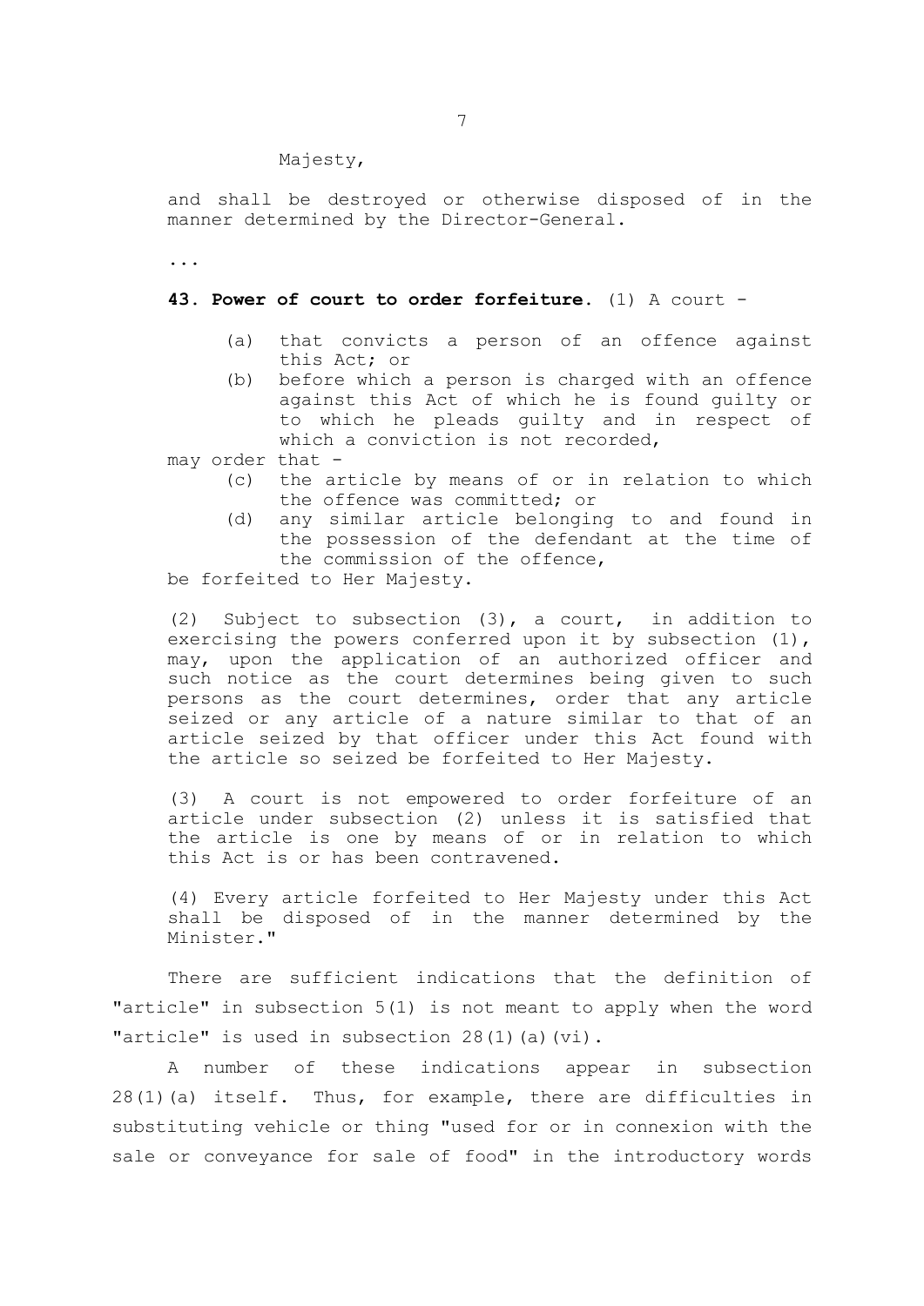Majesty,

and shall be destroyed or otherwise disposed of in the manner determined by the Director-General.

...

**43. Power of court to order forfeiture.** (1) A court -

- (a) that convicts a person of an offence against this Act; or
- (b) before which a person is charged with an offence against this Act of which he is found guilty or to which he pleads guilty and in respect of which a conviction is not recorded,

may order that -

- (c) the article by means of or in relation to which the offence was committed; or
- (d) any similar article belonging to and found in the possession of the defendant at the time of the commission of the offence,

be forfeited to Her Majesty.

(2) Subject to subsection (3), a court, in addition to exercising the powers conferred upon it by subsection (1), may, upon the application of an authorized officer and such notice as the court determines being given to such persons as the court determines, order that any article seized or any article of a nature similar to that of an article seized by that officer under this Act found with the article so seized be forfeited to Her Majesty.

(3) A court is not empowered to order forfeiture of an article under subsection (2) unless it is satisfied that the article is one by means of or in relation to which this Act is or has been contravened.

(4) Every article forfeited to Her Majesty under this Act shall be disposed of in the manner determined by the Minister."

There are sufficient indications that the definition of "article" in subsection 5(1) is not meant to apply when the word "article" is used in subsection 28(1)(a)(vi).

A number of these indications appear in subsection 28(1)(a) itself. Thus, for example, there are difficulties in substituting vehicle or thing "used for or in connexion with the sale or conveyance for sale of food" in the introductory words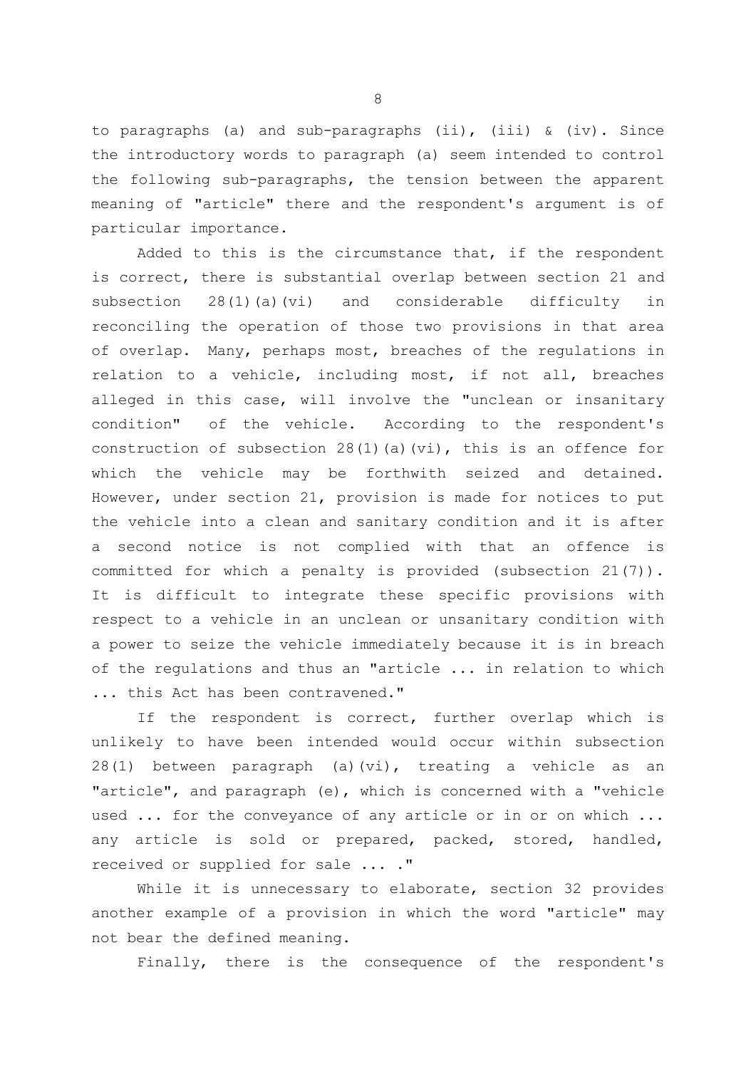to paragraphs (a) and sub-paragraphs (ii), (iii) & (iv). Since the introductory words to paragraph (a) seem intended to control the following sub-paragraphs, the tension between the apparent meaning of "article" there and the respondent's argument is of particular importance.

Added to this is the circumstance that, if the respondent is correct, there is substantial overlap between section 21 and subsection 28(1)(a)(vi) and considerable difficulty in reconciling the operation of those two provisions in that area of overlap. Many, perhaps most, breaches of the regulations in relation to a vehicle, including most, if not all, breaches alleged in this case, will involve the "unclean or insanitary condition" of the vehicle. According to the respondent's construction of subsection 28(1)(a)(vi), this is an offence for which the vehicle may be forthwith seized and detained. However, under section 21, provision is made for notices to put the vehicle into a clean and sanitary condition and it is after a second notice is not complied with that an offence is committed for which a penalty is provided (subsection 21(7)). It is difficult to integrate these specific provisions with respect to a vehicle in an unclean or unsanitary condition with a power to seize the vehicle immediately because it is in breach of the regulations and thus an "article ... in relation to which ... this Act has been contravened."

If the respondent is correct, further overlap which is unlikely to have been intended would occur within subsection 28(1) between paragraph (a)(vi), treating a vehicle as an "article", and paragraph (e), which is concerned with a "vehicle used ... for the conveyance of any article or in or on which ... any article is sold or prepared, packed, stored, handled, received or supplied for sale ... ."

While it is unnecessary to elaborate, section 32 provides another example of a provision in which the word "article" may not bear the defined meaning.

Finally, there is the consequence of the respondent's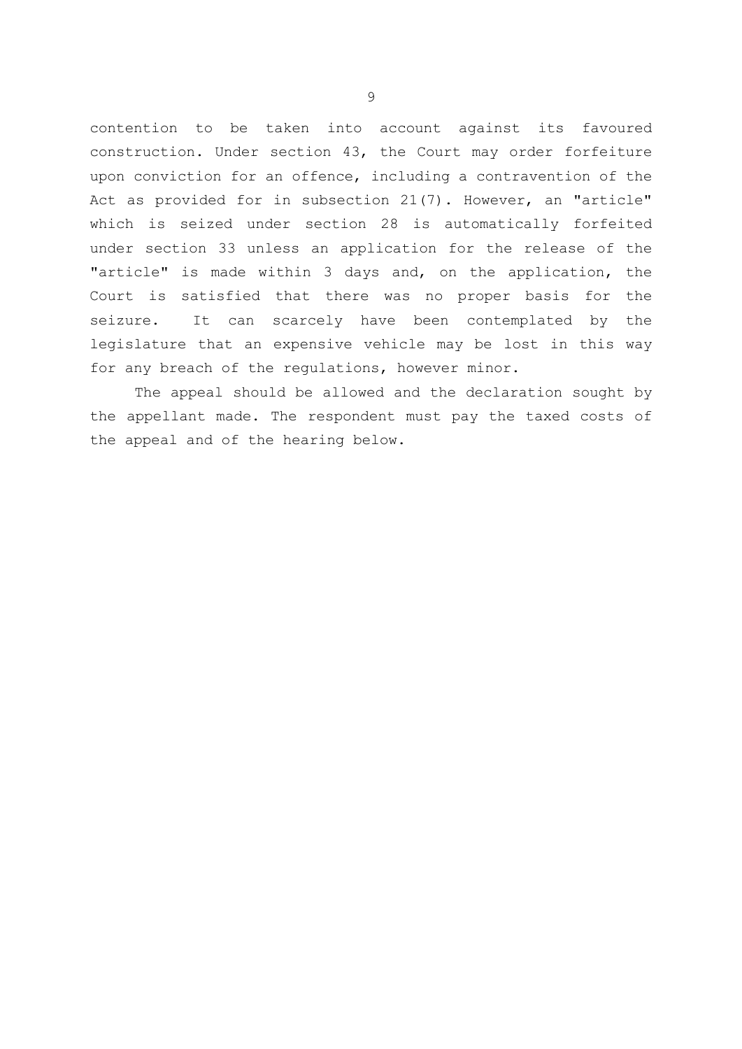contention to be taken into account against its favoured construction. Under section 43, the Court may order forfeiture upon conviction for an offence, including a contravention of the Act as provided for in subsection 21(7). However, an "article" which is seized under section 28 is automatically forfeited under section 33 unless an application for the release of the "article" is made within 3 days and, on the application, the Court is satisfied that there was no proper basis for the seizure. It can scarcely have been contemplated by the legislature that an expensive vehicle may be lost in this way for any breach of the regulations, however minor.

The appeal should be allowed and the declaration sought by the appellant made. The respondent must pay the taxed costs of the appeal and of the hearing below.